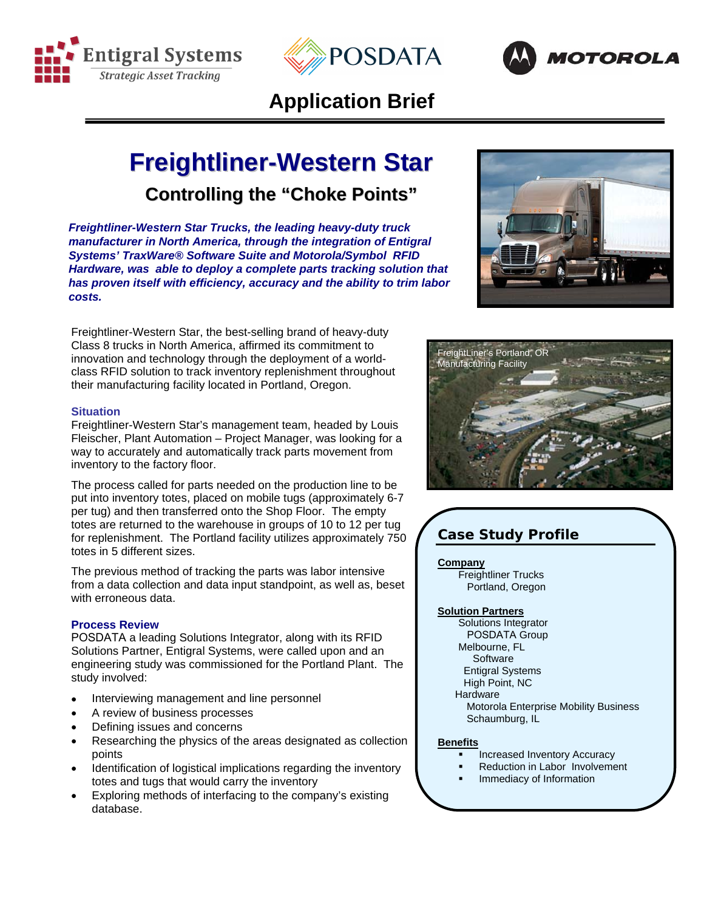Entigral Systems
Strategic Asset Tracking

POSDATA

MOTOROLA

## Application Brief

# Freightliner-Western Star

## Controlling the "Choke Points"

***Freightliner-Western Star Trucks, the leading heavy-duty truck manufacturer in North America, through the integration of Entigral Systems' TraxWare® Software Suite and Motorola/Symbol RFID Hardware, was able to deploy a complete parts tracking solution that has proven itself with efficiency, accuracy and the ability to trim labor costs.***

Freightliner-Western Star, the best-selling brand of heavy-duty Class 8 trucks in North America, affirmed its commitment to innovation and technology through the deployment of a world-class RFID solution to track inventory replenishment throughout their manufacturing facility located in Portland, Oregon.

FreightLiner's Portland, OR Manufacturing Facility

### Situation

Freightliner-Western Star's management team, headed by Louis Fleischer, Plant Automation – Project Manager, was looking for a way to accurately and automatically track parts movement from inventory to the factory floor.

The process called for parts needed on the production line to be put into inventory totes, placed on mobile tugs (approximately 6-7 per tug) and then transferred onto the Shop Floor. The empty totes are returned to the warehouse in groups of 10 to 12 per tug for replenishment. The Portland facility utilizes approximately 750 totes in 5 different sizes.

The previous method of tracking the parts was labor intensive from a data collection and data input standpoint, as well as, beset with erroneous data.

### Process Review

POSDATA a leading Solutions Integrator, along with its RFID Solutions Partner, Entigral Systems, were called upon and an engineering study was commissioned for the Portland Plant. The study involved:

- Interviewing management and line personnel
- A review of business processes
- Defining issues and concerns
- Researching the physics of the areas designated as collection points
- Identification of logistical implications regarding the inventory totes and tugs that would carry the inventory
- Exploring methods of interfacing to the company's existing database.

### Case Study Profile

**Company**
Freightliner Trucks
Portland, Oregon

**Solution Partners**
Solutions Integrator
POSDATA Group
Melbourne, FL
Software
Entigral Systems
High Point, NC
Hardware
Motorola Enterprise Mobility Business
Schaumburg, IL

**Benefits**
- Increased Inventory Accuracy
- Reduction in Labor Involvement
- Immediacy of Information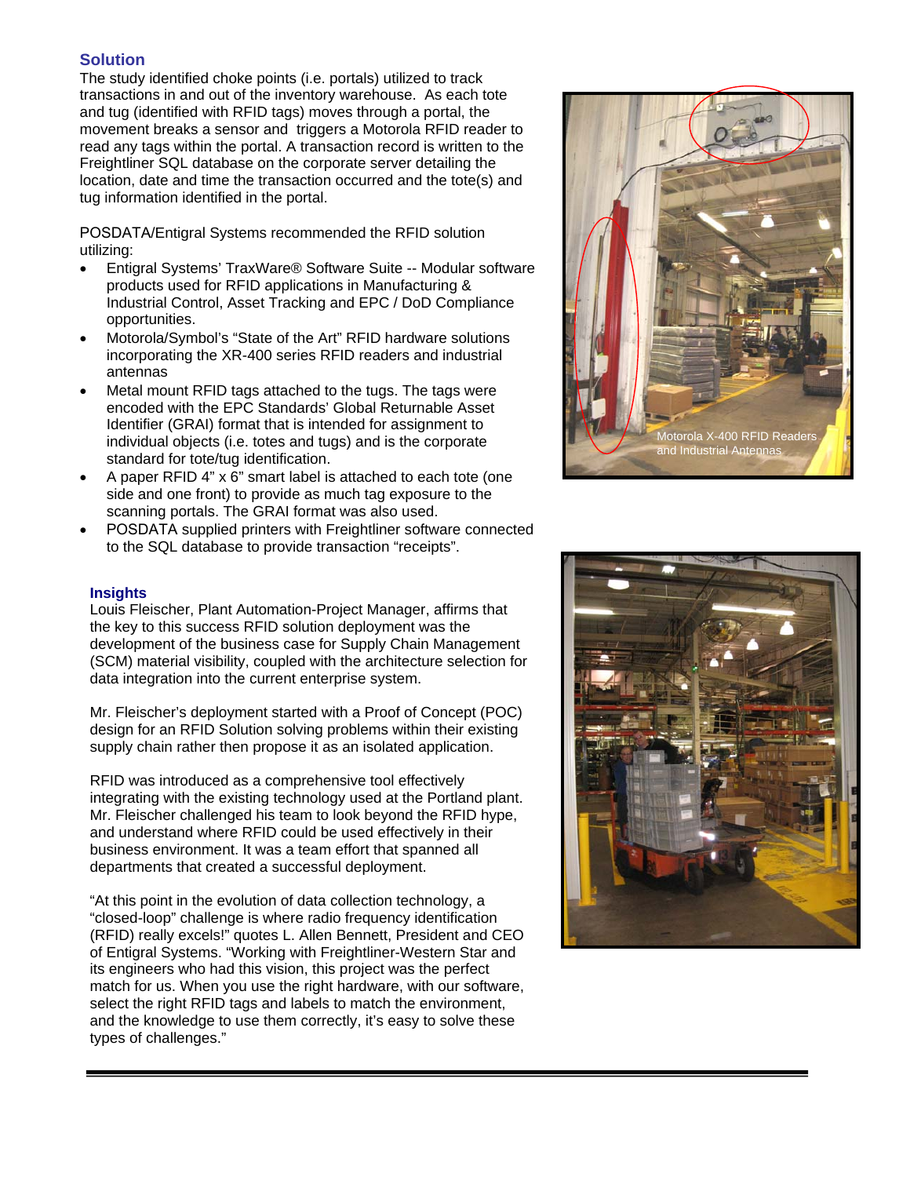## Solution

The study identified choke points (i.e. portals) utilized to track transactions in and out of the inventory warehouse. As each tote and tug (identified with RFID tags) moves through a portal, the movement breaks a sensor and triggers a Motorola RFID reader to read any tags within the portal. A transaction record is written to the Freightliner SQL database on the corporate server detailing the location, date and time the transaction occurred and the tote(s) and tug information identified in the portal.

POSDATA/Entigral Systems recommended the RFID solution utilizing:

- Entigral Systems' TraxWare® Software Suite -- Modular software products used for RFID applications in Manufacturing & Industrial Control, Asset Tracking and EPC / DoD Compliance opportunities.
- Motorola/Symbol's "State of the Art" RFID hardware solutions incorporating the XR-400 series RFID readers and industrial antennas
- Metal mount RFID tags attached to the tugs. The tags were encoded with the EPC Standards' Global Returnable Asset Identifier (GRAI) format that is intended for assignment to individual objects (i.e. totes and tugs) and is the corporate standard for tote/tug identification.
- A paper RFID 4" x 6" smart label is attached to each tote (one side and one front) to provide as much tag exposure to the scanning portals. The GRAI format was also used.
- POSDATA supplied printers with Freightliner software connected to the SQL database to provide transaction "receipts".

Motorola X-400 RFID Readers and Industrial Antennas

## Insights

Louis Fleischer, Plant Automation-Project Manager, affirms that the key to this success RFID solution deployment was the development of the business case for Supply Chain Management (SCM) material visibility, coupled with the architecture selection for data integration into the current enterprise system.

Mr. Fleischer's deployment started with a Proof of Concept (POC) design for an RFID Solution solving problems within their existing supply chain rather then propose it as an isolated application.

RFID was introduced as a comprehensive tool effectively integrating with the existing technology used at the Portland plant. Mr. Fleischer challenged his team to look beyond the RFID hype, and understand where RFID could be used effectively in their business environment. It was a team effort that spanned all departments that created a successful deployment.

"At this point in the evolution of data collection technology, a "closed-loop" challenge is where radio frequency identification (RFID) really excels!" quotes L. Allen Bennett, President and CEO of Entigral Systems. "Working with Freightliner-Western Star and its engineers who had this vision, this project was the perfect match for us. When you use the right hardware, with our software, select the right RFID tags and labels to match the environment, and the knowledge to use them correctly, it's easy to solve these types of challenges."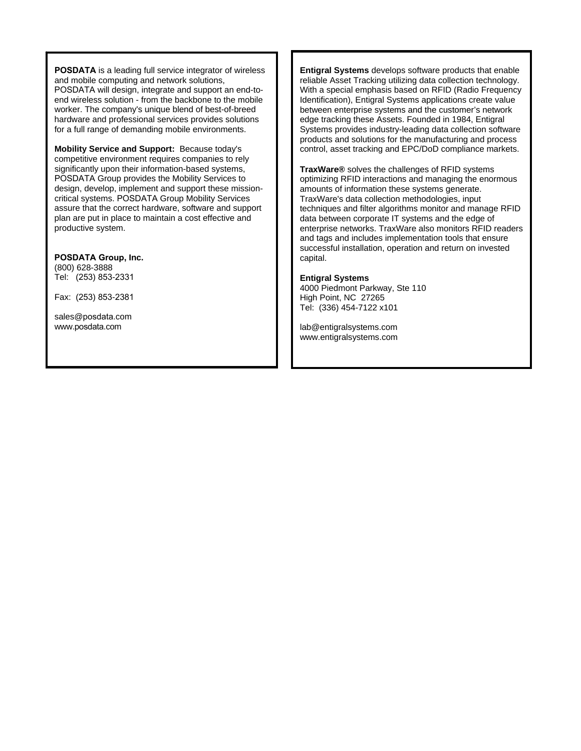**POSDATA** is a leading full service integrator of wireless and mobile computing and network solutions, POSDATA will design, integrate and support an end-to-end wireless solution - from the backbone to the mobile worker. The company's unique blend of best-of-breed hardware and professional services provides solutions for a full range of demanding mobile environments.

**Mobility Service and Support:** Because today's competitive environment requires companies to rely significantly upon their information-based systems, POSDATA Group provides the Mobility Services to design, develop, implement and support these mission-critical systems. POSDATA Group Mobility Services assure that the correct hardware, software and support plan are put in place to maintain a cost effective and productive system.

**POSDATA Group, Inc.**
(800) 628-3888
Tel: (253) 853-2331

Fax: (253) 853-2381

sales@posdata.com
www.posdata.com

**Entigral Systems** develops software products that enable reliable Asset Tracking utilizing data collection technology. With a special emphasis based on RFID (Radio Frequency Identification), Entigral Systems applications create value between enterprise systems and the customer's network edge tracking these Assets. Founded in 1984, Entigral Systems provides industry-leading data collection software products and solutions for the manufacturing and process control, asset tracking and EPC/DoD compliance markets.

**TraxWare®** solves the challenges of RFID systems optimizing RFID interactions and managing the enormous amounts of information these systems generate. TraxWare's data collection methodologies, input techniques and filter algorithms monitor and manage RFID data between corporate IT systems and the edge of enterprise networks. TraxWare also monitors RFID readers and tags and includes implementation tools that ensure successful installation, operation and return on invested capital.

**Entigral Systems**
4000 Piedmont Parkway, Ste 110
High Point, NC 27265
Tel: (336) 454-7122 x101

lab@entigralsystems.com
www.entigralsystems.com